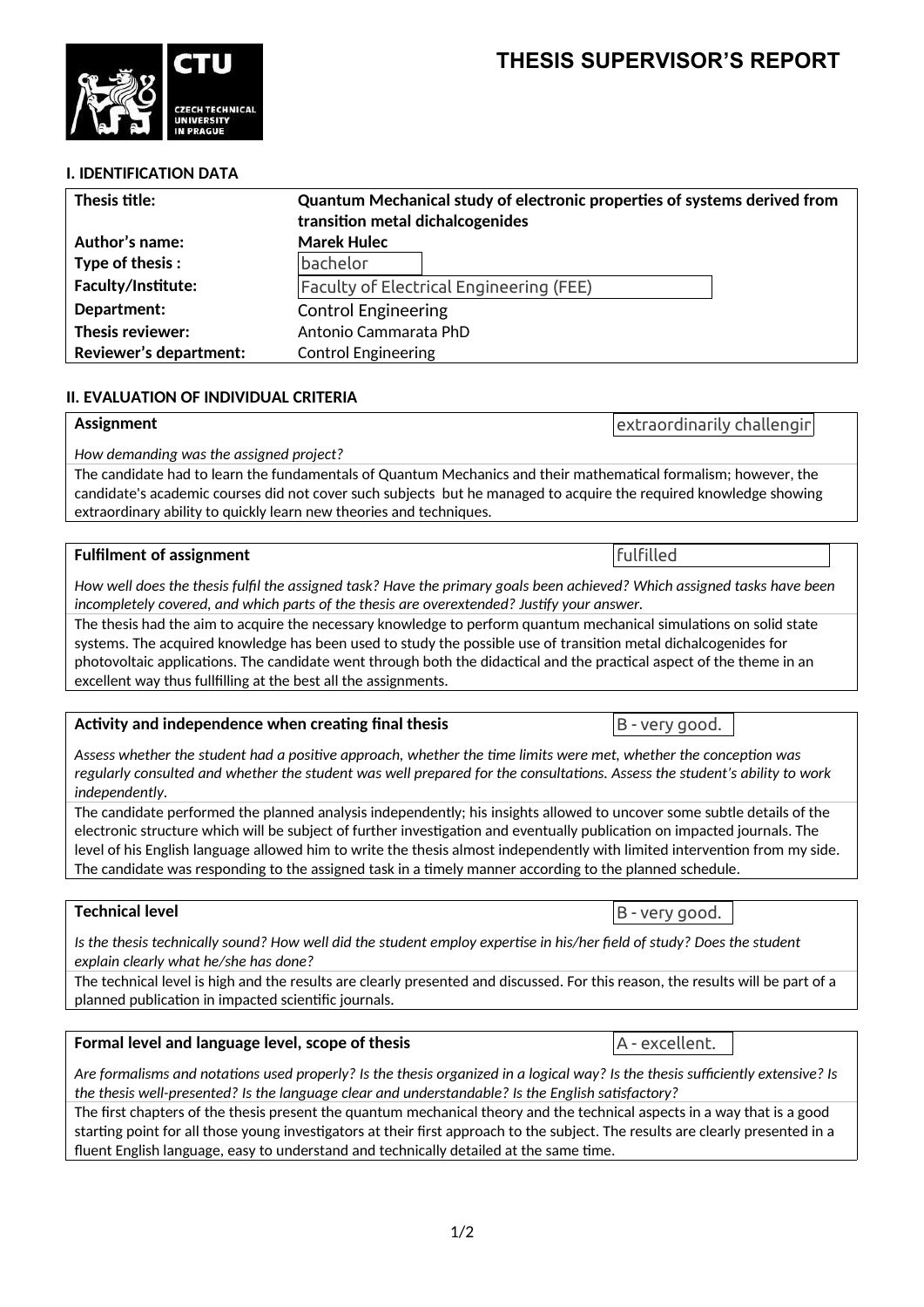# THESIS SUPERVISOR'S REPORT

## I. IDENTIFICATION DATA

| | |
|---|---|
| **Thesis title:** | **Quantum Mechanical study of electronic properties of systems derived from transition metal dichalcogenides** |
| **Author's name:** | **Marek Hulec** |
| **Type of thesis :** | bachelor |
| **Faculty/Institute:** | Faculty of Electrical Engineering (FEE) |
| **Department:** | Control Engineering |
| **Thesis reviewer:** | Antonio Cammarata PhD |
| **Reviewer's department:** | Control Engineering |

## II. EVALUATION OF INDIVIDUAL CRITERIA

### Assignment — extraordinarily challengir

*How demanding was the assigned project?*

The candidate had to learn the fundamentals of Quantum Mechanics and their mathematical formalism; however, the candidate's academic courses did not cover such subjects but he managed to acquire the required knowledge showing extraordinary ability to quickly learn new theories and techniques.

### Fulfilment of assignment — fulfilled

*How well does the thesis fulfil the assigned task? Have the primary goals been achieved? Which assigned tasks have been incompletely covered, and which parts of the thesis are overextended? Justify your answer.*

The thesis had the aim to acquire the necessary knowledge to perform quantum mechanical simulations on solid state systems. The acquired knowledge has been used to study the possible use of transition metal dichalcogenides for photovoltaic applications. The candidate went through both the didactical and the practical aspect of the theme in an excellent way thus fullfilling at the best all the assignments.

### Activity and independence when creating final thesis — B - very good.

*Assess whether the student had a positive approach, whether the time limits were met, whether the conception was regularly consulted and whether the student was well prepared for the consultations. Assess the student's ability to work independently.*

The candidate performed the planned analysis independently; his insights allowed to uncover some subtle details of the electronic structure which will be subject of further investigation and eventually publication on impacted journals. The level of his English language allowed him to write the thesis almost independently with limited intervention from my side. The candidate was responding to the assigned task in a timely manner according to the planned schedule.

### Technical level — B - very good.

*Is the thesis technically sound? How well did the student employ expertise in his/her field of study? Does the student explain clearly what he/she has done?*

The technical level is high and the results are clearly presented and discussed. For this reason, the results will be part of a planned publication in impacted scientific journals.

### Formal level and language level, scope of thesis — A - excellent.

*Are formalisms and notations used properly? Is the thesis organized in a logical way? Is the thesis sufficiently extensive? Is the thesis well-presented? Is the language clear and understandable? Is the English satisfactory?*

The first chapters of the thesis present the quantum mechanical theory and the technical aspects in a way that is a good starting point for all those young investigators at their first approach to the subject. The results are clearly presented in a fluent English language, easy to understand and technically detailed at the same time.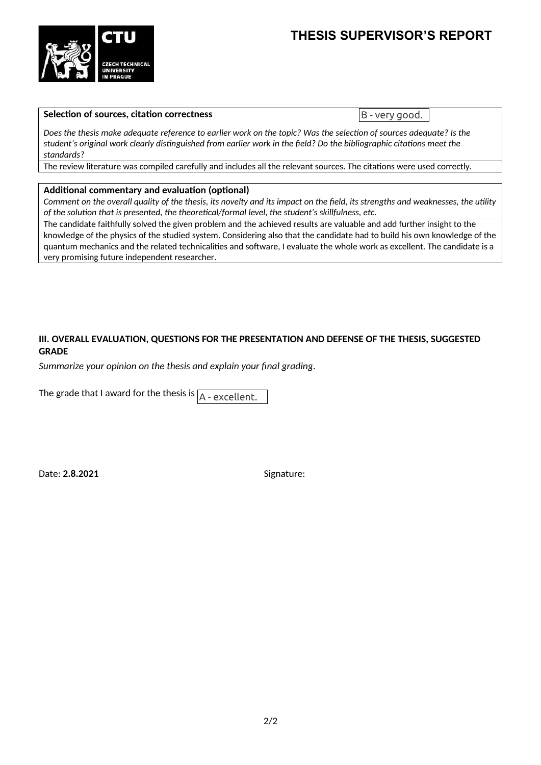# THESIS SUPERVISOR'S REPORT

**Selection of sources, citation correctness** B - very good.

*Does the thesis make adequate reference to earlier work on the topic? Was the selection of sources adequate? Is the student's original work clearly distinguished from earlier work in the field? Do the bibliographic citations meet the standards?*

The review literature was compiled carefully and includes all the relevant sources. The citations were used correctly.

**Additional commentary and evaluation (optional)**

*Comment on the overall quality of the thesis, its novelty and its impact on the field, its strengths and weaknesses, the utility of the solution that is presented, the theoretical/formal level, the student's skillfulness, etc.*

The candidate faithfully solved the given problem and the achieved results are valuable and add further insight to the knowledge of the physics of the studied system. Considering also that the candidate had to build his own knowledge of the quantum mechanics and the related technicalities and software, I evaluate the whole work as excellent. The candidate is a very promising future independent researcher.

## III. OVERALL EVALUATION, QUESTIONS FOR THE PRESENTATION AND DEFENSE OF THE THESIS, SUGGESTED GRADE

*Summarize your opinion on the thesis and explain your final grading.*

The grade that I award for the thesis is A - excellent.

Date: **2.8.2021** Signature: